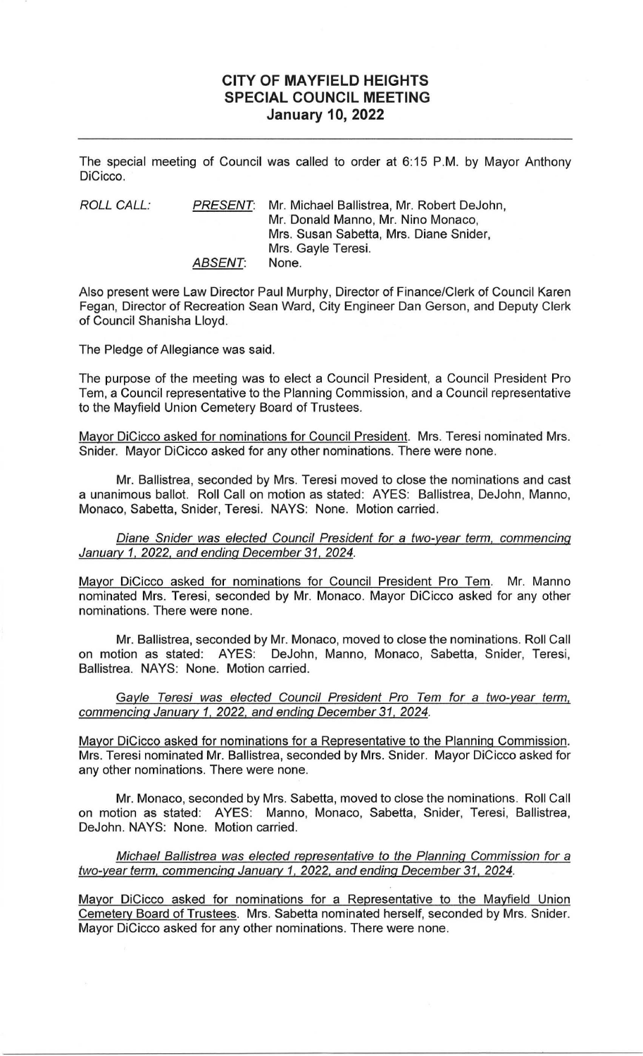# CITY OF MAYFIELD HEIGHTS
# SPECIAL COUNCIL MEETING
# January 10, 2022

---

The special meeting of Council was called to order at 6:15 P.M. by Mayor Anthony DiCicco.

*ROLL CALL:* *PRESENT*: Mr. Michael Ballistrea, Mr. Robert DeJohn, Mr. Donald Manno, Mr. Nino Monaco, Mrs. Susan Sabetta, Mrs. Diane Snider, Mrs. Gayle Teresi.
*ABSENT*: None.

Also present were Law Director Paul Murphy, Director of Finance/Clerk of Council Karen Fegan, Director of Recreation Sean Ward, City Engineer Dan Gerson, and Deputy Clerk of Council Shanisha Lloyd.

The Pledge of Allegiance was said.

The purpose of the meeting was to elect a Council President, a Council President Pro Tem, a Council representative to the Planning Commission, and a Council representative to the Mayfield Union Cemetery Board of Trustees.

Mayor DiCicco asked for nominations for Council President. Mrs. Teresi nominated Mrs. Snider. Mayor DiCicco asked for any other nominations. There were none.

Mr. Ballistrea, seconded by Mrs. Teresi moved to close the nominations and cast a unanimous ballot. Roll Call on motion as stated: AYES: Ballistrea, DeJohn, Manno, Monaco, Sabetta, Snider, Teresi. NAYS: None. Motion carried.

*Diane Snider was elected Council President for a two-year term, commencing January 1, 2022, and ending December 31, 2024.*

Mayor DiCicco asked for nominations for Council President Pro Tem. Mr. Manno nominated Mrs. Teresi, seconded by Mr. Monaco. Mayor DiCicco asked for any other nominations. There were none.

Mr. Ballistrea, seconded by Mr. Monaco, moved to close the nominations. Roll Call on motion as stated: AYES: DeJohn, Manno, Monaco, Sabetta, Snider, Teresi, Ballistrea. NAYS: None. Motion carried.

*Gayle Teresi was elected Council President Pro Tem for a two-year term, commencing January 1, 2022, and ending December 31, 2024.*

Mayor DiCicco asked for nominations for a Representative to the Planning Commission. Mrs. Teresi nominated Mr. Ballistrea, seconded by Mrs. Snider. Mayor DiCicco asked for any other nominations. There were none.

Mr. Monaco, seconded by Mrs. Sabetta, moved to close the nominations. Roll Call on motion as stated: AYES: Manno, Monaco, Sabetta, Snider, Teresi, Ballistrea, DeJohn. NAYS: None. Motion carried.

*Michael Ballistrea was elected representative to the Planning Commission for a two-year term, commencing January 1, 2022, and ending December 31, 2024.*

Mayor DiCicco asked for nominations for a Representative to the Mayfield Union Cemetery Board of Trustees. Mrs. Sabetta nominated herself, seconded by Mrs. Snider. Mayor DiCicco asked for any other nominations. There were none.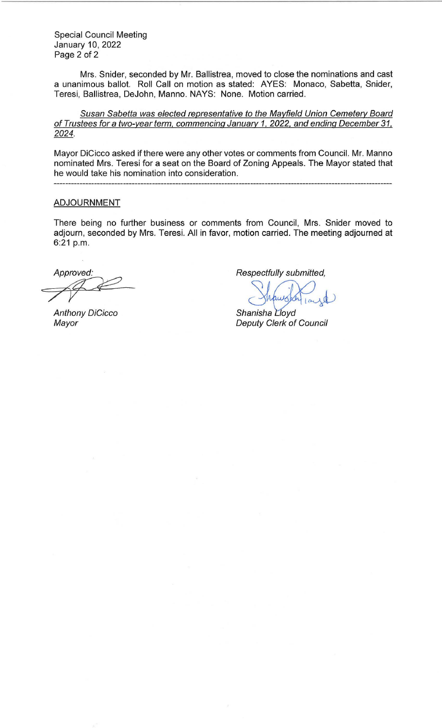Mrs. Snider, seconded by Mr. Ballistrea, moved to close the nominations and cast a unanimous ballot. Roll Call on motion as stated: AYES: Monaco, Sabetta, Snider, Teresi, Ballistrea, DeJohn, Manno. NAYS: None. Motion carried.

*Susan Sabetta was elected representative to the Mayfield Union Cemetery Board of Trustees for a two-year term, commencing January 1, 2022, and ending December 31, 2024.*

Mayor DiCicco asked if there were any other votes or comments from Council. Mr. Manno nominated Mrs. Teresi for a seat on the Board of Zoning Appeals. The Mayor stated that he would take his nomination into consideration.

---

## ADJOURNMENT

There being no further business or comments from Council, Mrs. Snider moved to adjourn, seconded by Mrs. Teresi. All in favor, motion carried. The meeting adjourned at 6:21 p.m.

*Approved:*

*Anthony DiCicco*
*Mayor*

*Respectfully submitted,*

*Shanisha Lloyd*
*Deputy Clerk of Council*